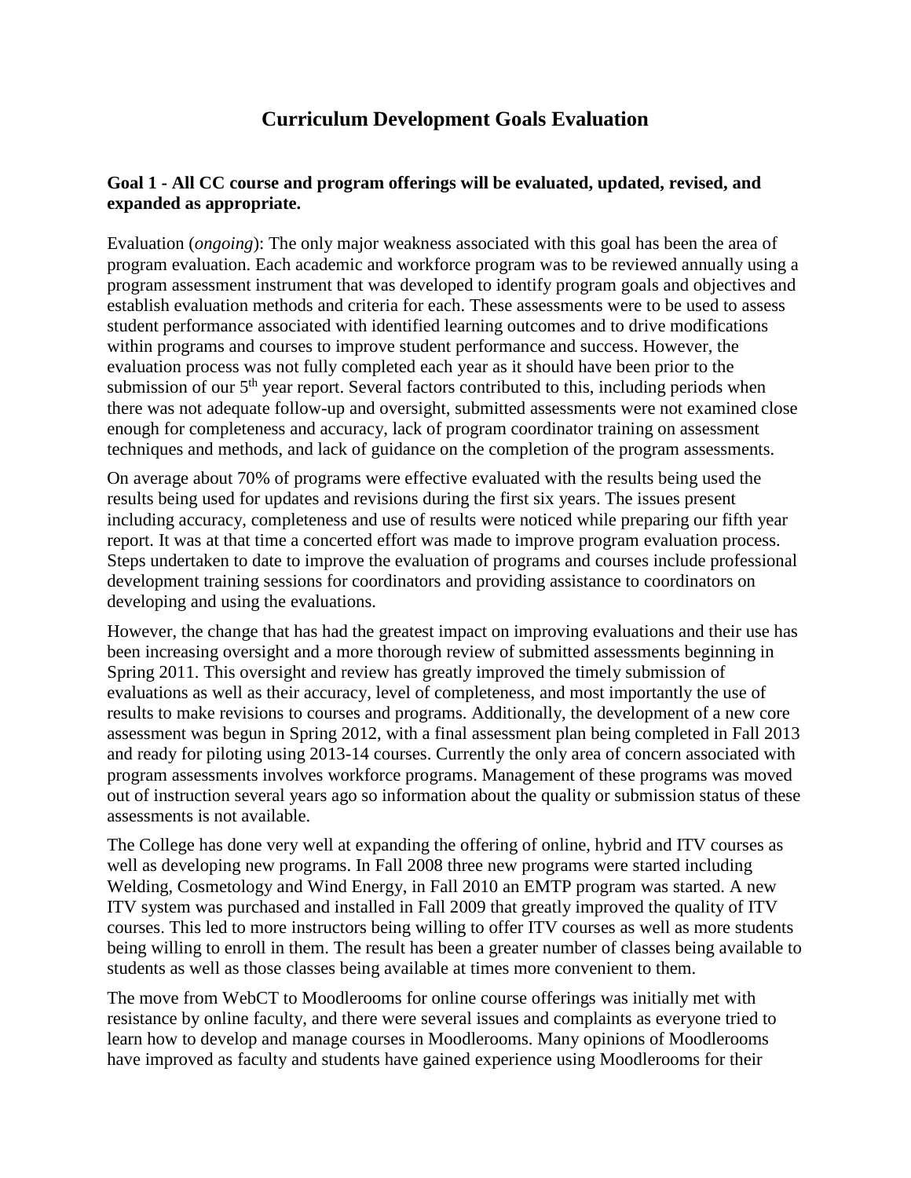# Curriculum Development Goals Evaluation

### Goal 1 - All CC course and program offerings will be evaluated, updated, revised, and expanded as appropriate.

Evaluation (*ongoing*): The only major weakness associated with this goal has been the area of program evaluation. Each academic and workforce program was to be reviewed annually using a program assessment instrument that was developed to identify program goals and objectives and establish evaluation methods and criteria for each. These assessments were to be used to assess student performance associated with identified learning outcomes and to drive modifications within programs and courses to improve student performance and success. However, the evaluation process was not fully completed each year as it should have been prior to the submission of our 5th year report. Several factors contributed to this, including periods when there was not adequate follow-up and oversight, submitted assessments were not examined close enough for completeness and accuracy, lack of program coordinator training on assessment techniques and methods, and lack of guidance on the completion of the program assessments.

On average about 70% of programs were effective evaluated with the results being used the results being used for updates and revisions during the first six years. The issues present including accuracy, completeness and use of results were noticed while preparing our fifth year report. It was at that time a concerted effort was made to improve program evaluation process. Steps undertaken to date to improve the evaluation of programs and courses include professional development training sessions for coordinators and providing assistance to coordinators on developing and using the evaluations.

However, the change that has had the greatest impact on improving evaluations and their use has been increasing oversight and a more thorough review of submitted assessments beginning in Spring 2011. This oversight and review has greatly improved the timely submission of evaluations as well as their accuracy, level of completeness, and most importantly the use of results to make revisions to courses and programs. Additionally, the development of a new core assessment was begun in Spring 2012, with a final assessment plan being completed in Fall 2013 and ready for piloting using 2013-14 courses. Currently the only area of concern associated with program assessments involves workforce programs. Management of these programs was moved out of instruction several years ago so information about the quality or submission status of these assessments is not available.

The College has done very well at expanding the offering of online, hybrid and ITV courses as well as developing new programs. In Fall 2008 three new programs were started including Welding, Cosmetology and Wind Energy, in Fall 2010 an EMTP program was started. A new ITV system was purchased and installed in Fall 2009 that greatly improved the quality of ITV courses. This led to more instructors being willing to offer ITV courses as well as more students being willing to enroll in them. The result has been a greater number of classes being available to students as well as those classes being available at times more convenient to them.

The move from WebCT to Moodlerooms for online course offerings was initially met with resistance by online faculty, and there were several issues and complaints as everyone tried to learn how to develop and manage courses in Moodlerooms. Many opinions of Moodlerooms have improved as faculty and students have gained experience using Moodlerooms for their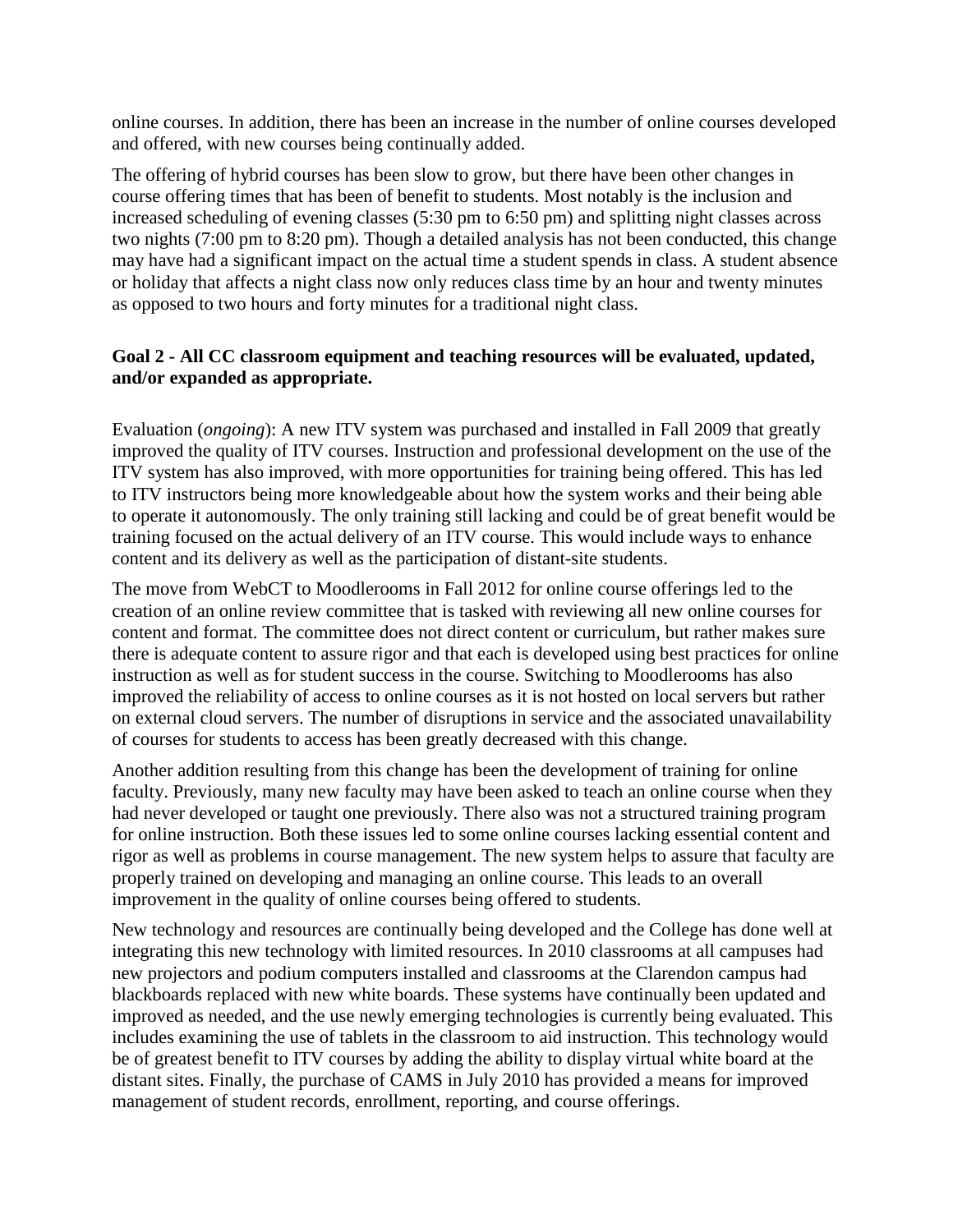online courses. In addition, there has been an increase in the number of online courses developed and offered, with new courses being continually added.

The offering of hybrid courses has been slow to grow, but there have been other changes in course offering times that has been of benefit to students. Most notably is the inclusion and increased scheduling of evening classes (5:30 pm to 6:50 pm) and splitting night classes across two nights (7:00 pm to 8:20 pm). Though a detailed analysis has not been conducted, this change may have had a significant impact on the actual time a student spends in class. A student absence or holiday that affects a night class now only reduces class time by an hour and twenty minutes as opposed to two hours and forty minutes for a traditional night class.

**Goal 2 - All CC classroom equipment and teaching resources will be evaluated, updated, and/or expanded as appropriate.**

Evaluation (*ongoing*): A new ITV system was purchased and installed in Fall 2009 that greatly improved the quality of ITV courses. Instruction and professional development on the use of the ITV system has also improved, with more opportunities for training being offered. This has led to ITV instructors being more knowledgeable about how the system works and their being able to operate it autonomously. The only training still lacking and could be of great benefit would be training focused on the actual delivery of an ITV course. This would include ways to enhance content and its delivery as well as the participation of distant-site students.

The move from WebCT to Moodlerooms in Fall 2012 for online course offerings led to the creation of an online review committee that is tasked with reviewing all new online courses for content and format. The committee does not direct content or curriculum, but rather makes sure there is adequate content to assure rigor and that each is developed using best practices for online instruction as well as for student success in the course. Switching to Moodlerooms has also improved the reliability of access to online courses as it is not hosted on local servers but rather on external cloud servers. The number of disruptions in service and the associated unavailability of courses for students to access has been greatly decreased with this change.

Another addition resulting from this change has been the development of training for online faculty. Previously, many new faculty may have been asked to teach an online course when they had never developed or taught one previously. There also was not a structured training program for online instruction. Both these issues led to some online courses lacking essential content and rigor as well as problems in course management. The new system helps to assure that faculty are properly trained on developing and managing an online course. This leads to an overall improvement in the quality of online courses being offered to students.

New technology and resources are continually being developed and the College has done well at integrating this new technology with limited resources. In 2010 classrooms at all campuses had new projectors and podium computers installed and classrooms at the Clarendon campus had blackboards replaced with new white boards. These systems have continually been updated and improved as needed, and the use newly emerging technologies is currently being evaluated. This includes examining the use of tablets in the classroom to aid instruction. This technology would be of greatest benefit to ITV courses by adding the ability to display virtual white board at the distant sites. Finally, the purchase of CAMS in July 2010 has provided a means for improved management of student records, enrollment, reporting, and course offerings.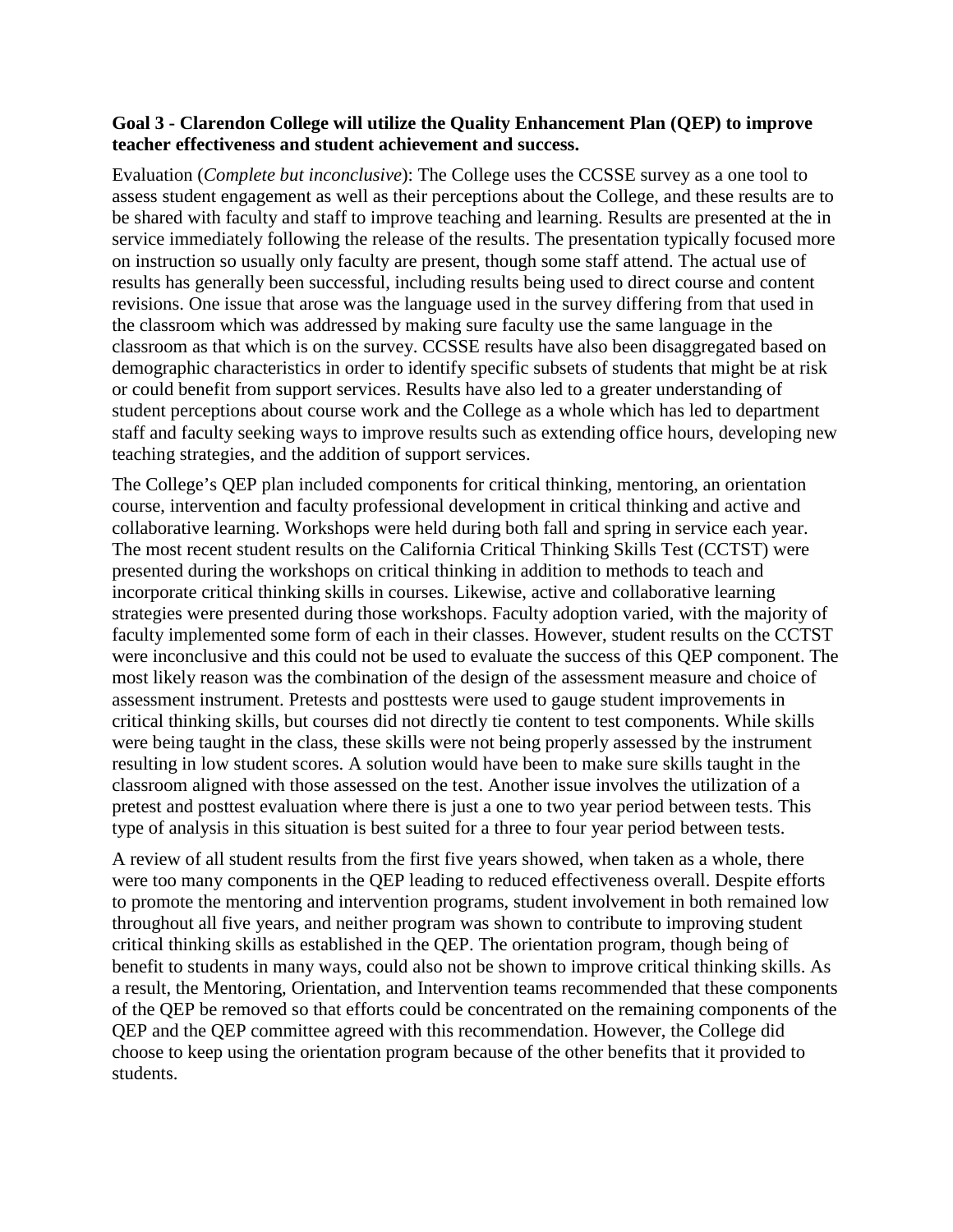**Goal 3 - Clarendon College will utilize the Quality Enhancement Plan (QEP) to improve teacher effectiveness and student achievement and success.**

Evaluation (*Complete but inconclusive*): The College uses the CCSSE survey as a one tool to assess student engagement as well as their perceptions about the College, and these results are to be shared with faculty and staff to improve teaching and learning. Results are presented at the in service immediately following the release of the results. The presentation typically focused more on instruction so usually only faculty are present, though some staff attend. The actual use of results has generally been successful, including results being used to direct course and content revisions. One issue that arose was the language used in the survey differing from that used in the classroom which was addressed by making sure faculty use the same language in the classroom as that which is on the survey. CCSSE results have also been disaggregated based on demographic characteristics in order to identify specific subsets of students that might be at risk or could benefit from support services. Results have also led to a greater understanding of student perceptions about course work and the College as a whole which has led to department staff and faculty seeking ways to improve results such as extending office hours, developing new teaching strategies, and the addition of support services.

The College's QEP plan included components for critical thinking, mentoring, an orientation course, intervention and faculty professional development in critical thinking and active and collaborative learning. Workshops were held during both fall and spring in service each year. The most recent student results on the California Critical Thinking Skills Test (CCTST) were presented during the workshops on critical thinking in addition to methods to teach and incorporate critical thinking skills in courses. Likewise, active and collaborative learning strategies were presented during those workshops. Faculty adoption varied, with the majority of faculty implemented some form of each in their classes. However, student results on the CCTST were inconclusive and this could not be used to evaluate the success of this QEP component. The most likely reason was the combination of the design of the assessment measure and choice of assessment instrument. Pretests and posttests were used to gauge student improvements in critical thinking skills, but courses did not directly tie content to test components. While skills were being taught in the class, these skills were not being properly assessed by the instrument resulting in low student scores. A solution would have been to make sure skills taught in the classroom aligned with those assessed on the test. Another issue involves the utilization of a pretest and posttest evaluation where there is just a one to two year period between tests. This type of analysis in this situation is best suited for a three to four year period between tests.

A review of all student results from the first five years showed, when taken as a whole, there were too many components in the QEP leading to reduced effectiveness overall. Despite efforts to promote the mentoring and intervention programs, student involvement in both remained low throughout all five years, and neither program was shown to contribute to improving student critical thinking skills as established in the QEP. The orientation program, though being of benefit to students in many ways, could also not be shown to improve critical thinking skills. As a result, the Mentoring, Orientation, and Intervention teams recommended that these components of the QEP be removed so that efforts could be concentrated on the remaining components of the QEP and the QEP committee agreed with this recommendation. However, the College did choose to keep using the orientation program because of the other benefits that it provided to students.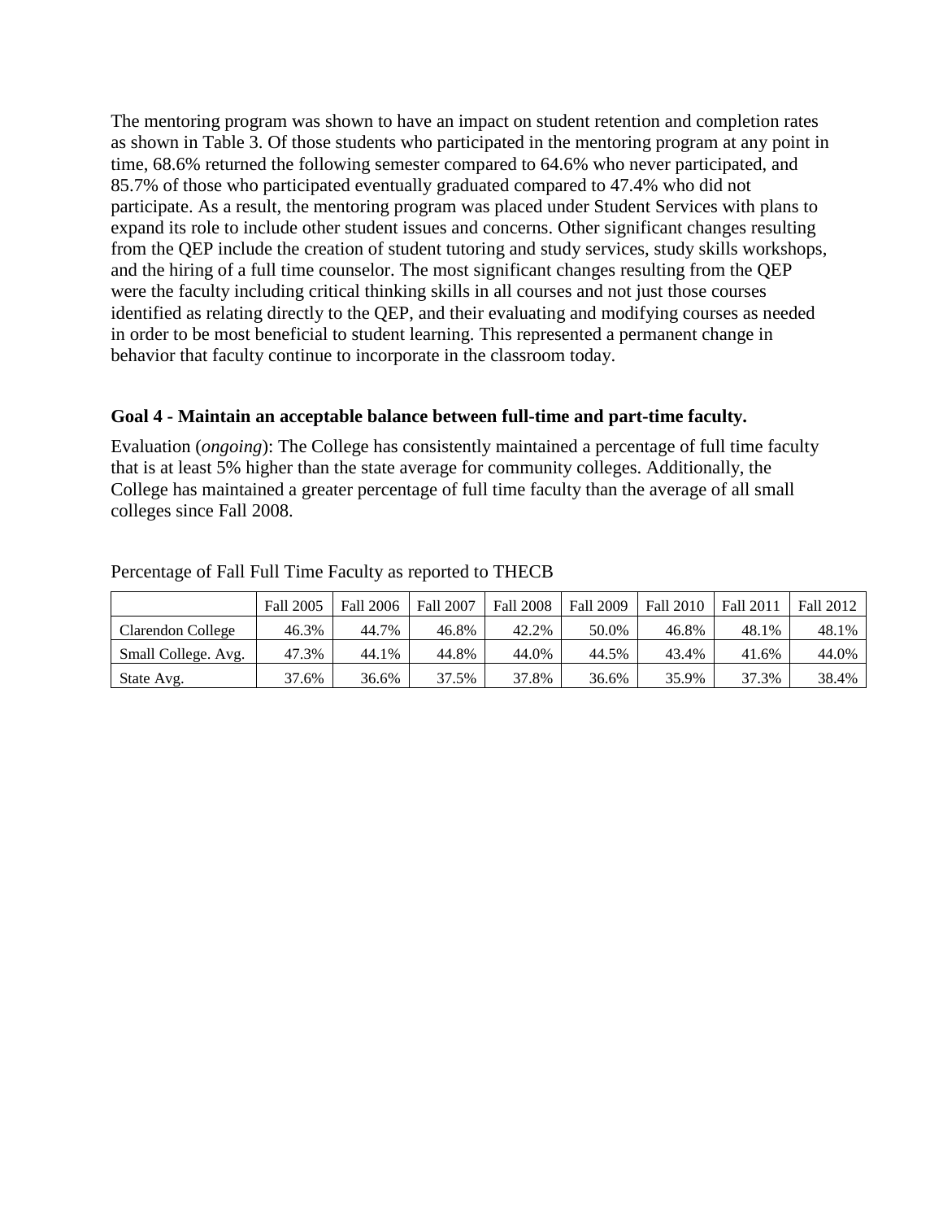The mentoring program was shown to have an impact on student retention and completion rates as shown in Table 3. Of those students who participated in the mentoring program at any point in time, 68.6% returned the following semester compared to 64.6% who never participated, and 85.7% of those who participated eventually graduated compared to 47.4% who did not participate. As a result, the mentoring program was placed under Student Services with plans to expand its role to include other student issues and concerns. Other significant changes resulting from the QEP include the creation of student tutoring and study services, study skills workshops, and the hiring of a full time counselor. The most significant changes resulting from the QEP were the faculty including critical thinking skills in all courses and not just those courses identified as relating directly to the QEP, and their evaluating and modifying courses as needed in order to be most beneficial to student learning. This represented a permanent change in behavior that faculty continue to incorporate in the classroom today.

**Goal 4 - Maintain an acceptable balance between full-time and part-time faculty.**

Evaluation (*ongoing*): The College has consistently maintained a percentage of full time faculty that is at least 5% higher than the state average for community colleges. Additionally, the College has maintained a greater percentage of full time faculty than the average of all small colleges since Fall 2008.

Percentage of Fall Full Time Faculty as reported to THECB

| | Fall 2005 | Fall 2006 | Fall 2007 | Fall 2008 | Fall 2009 | Fall 2010 | Fall 2011 | Fall 2012 |
|---|---|---|---|---|---|---|---|---|
| Clarendon College | 46.3% | 44.7% | 46.8% | 42.2% | 50.0% | 46.8% | 48.1% | 48.1% |
| Small College. Avg. | 47.3% | 44.1% | 44.8% | 44.0% | 44.5% | 43.4% | 41.6% | 44.0% |
| State Avg. | 37.6% | 36.6% | 37.5% | 37.8% | 36.6% | 35.9% | 37.3% | 38.4% |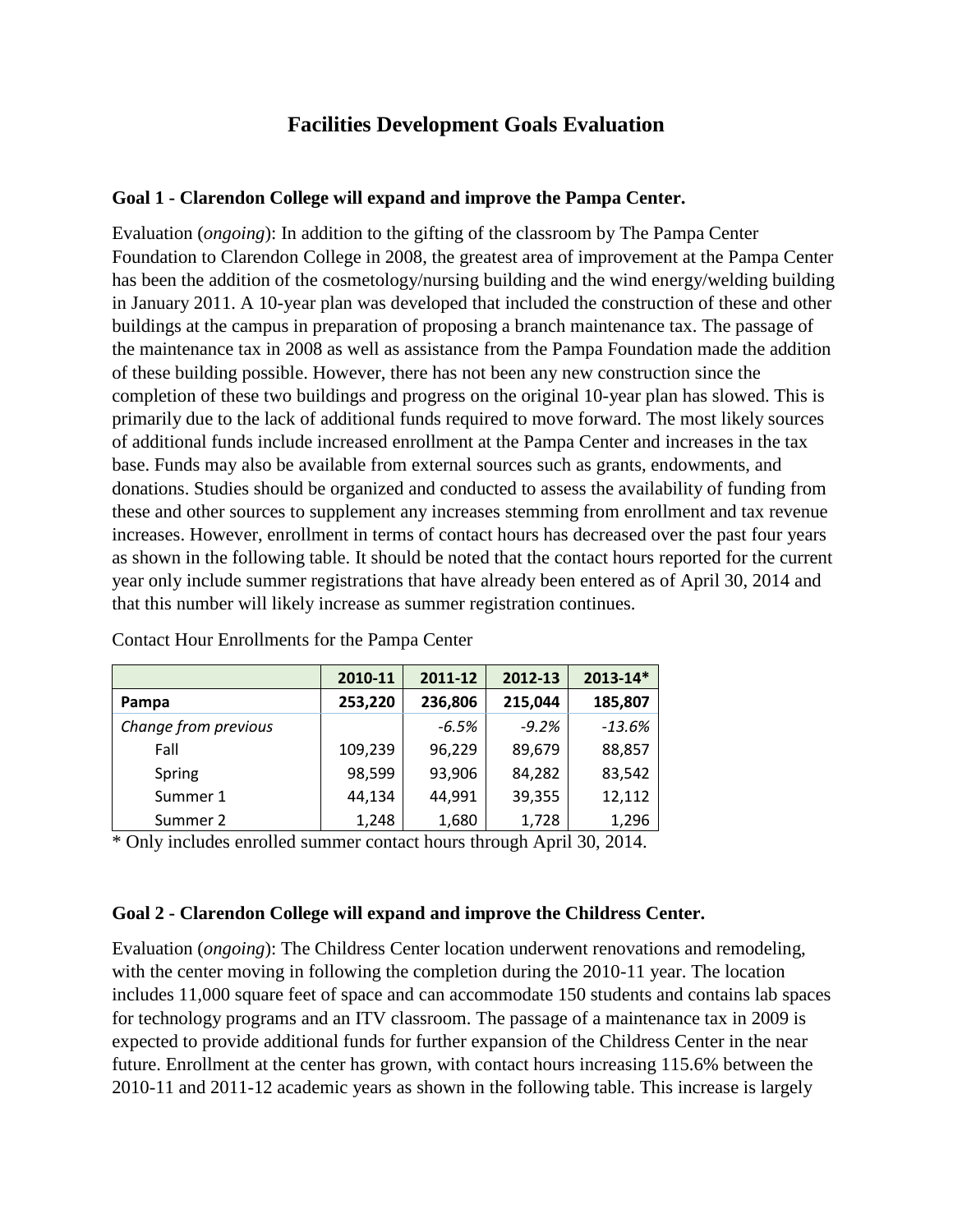## Facilities Development Goals Evaluation

**Goal 1 - Clarendon College will expand and improve the Pampa Center.**

Evaluation (*ongoing*): In addition to the gifting of the classroom by The Pampa Center Foundation to Clarendon College in 2008, the greatest area of improvement at the Pampa Center has been the addition of the cosmetology/nursing building and the wind energy/welding building in January 2011. A 10-year plan was developed that included the construction of these and other buildings at the campus in preparation of proposing a branch maintenance tax. The passage of the maintenance tax in 2008 as well as assistance from the Pampa Foundation made the addition of these building possible. However, there has not been any new construction since the completion of these two buildings and progress on the original 10-year plan has slowed. This is primarily due to the lack of additional funds required to move forward. The most likely sources of additional funds include increased enrollment at the Pampa Center and increases in the tax base. Funds may also be available from external sources such as grants, endowments, and donations. Studies should be organized and conducted to assess the availability of funding from these and other sources to supplement any increases stemming from enrollment and tax revenue increases. However, enrollment in terms of contact hours has decreased over the past four years as shown in the following table. It should be noted that the contact hours reported for the current year only include summer registrations that have already been entered as of April 30, 2014 and that this number will likely increase as summer registration continues.

Contact Hour Enrollments for the Pampa Center

| | 2010-11 | 2011-12 | 2012-13 | 2013-14* |
|---|---|---|---|---|
| **Pampa** | **253,220** | **236,806** | **215,044** | **185,807** |
| *Change from previous* | | *-6.5%* | *-9.2%* | *-13.6%* |
| Fall | 109,239 | 96,229 | 89,679 | 88,857 |
| Spring | 98,599 | 93,906 | 84,282 | 83,542 |
| Summer 1 | 44,134 | 44,991 | 39,355 | 12,112 |
| Summer 2 | 1,248 | 1,680 | 1,728 | 1,296 |

\* Only includes enrolled summer contact hours through April 30, 2014.

**Goal 2 - Clarendon College will expand and improve the Childress Center.**

Evaluation (*ongoing*): The Childress Center location underwent renovations and remodeling, with the center moving in following the completion during the 2010-11 year. The location includes 11,000 square feet of space and can accommodate 150 students and contains lab spaces for technology programs and an ITV classroom. The passage of a maintenance tax in 2009 is expected to provide additional funds for further expansion of the Childress Center in the near future. Enrollment at the center has grown, with contact hours increasing 115.6% between the 2010-11 and 2011-12 academic years as shown in the following table. This increase is largely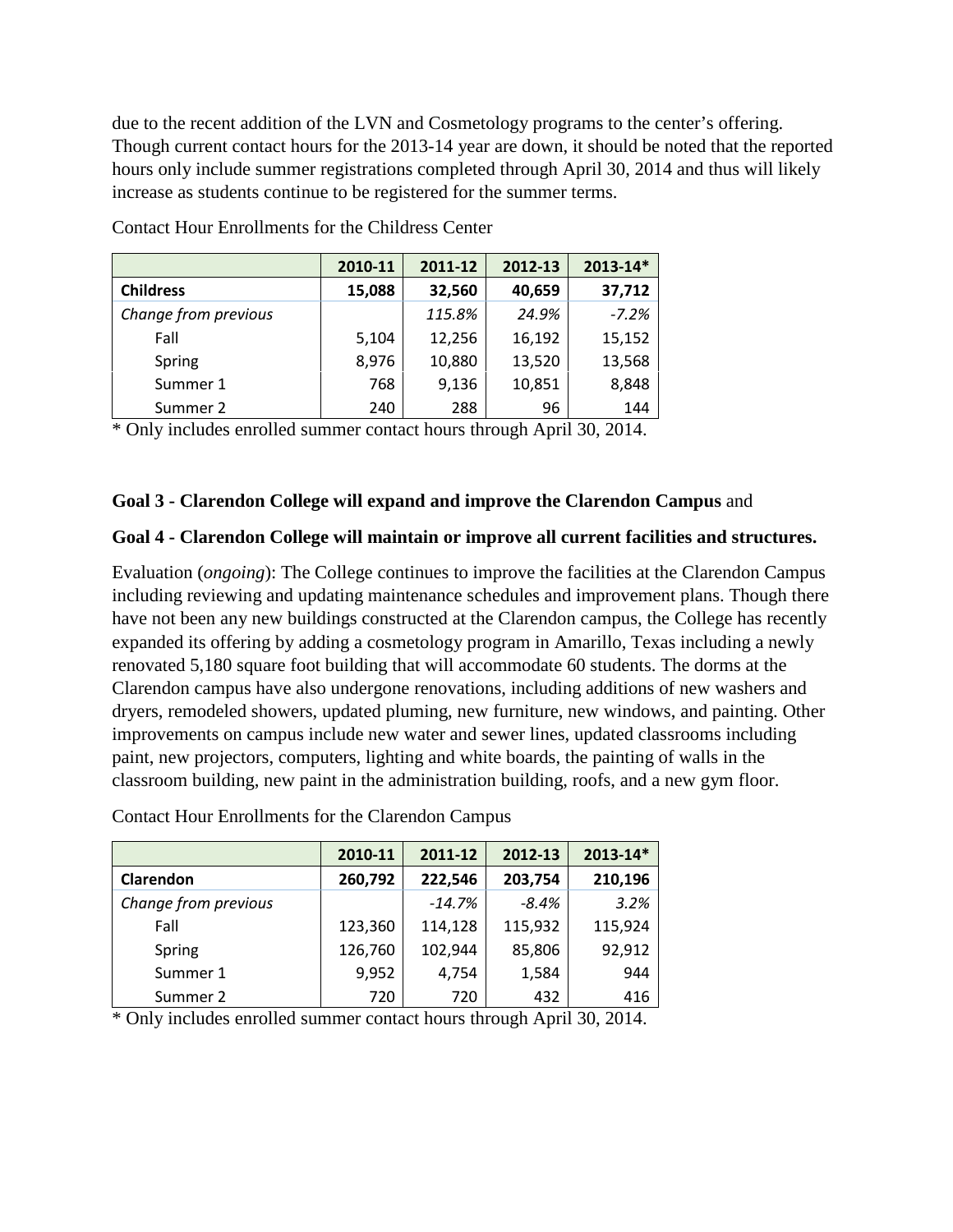due to the recent addition of the LVN and Cosmetology programs to the center's offering. Though current contact hours for the 2013-14 year are down, it should be noted that the reported hours only include summer registrations completed through April 30, 2014 and thus will likely increase as students continue to be registered for the summer terms.

Contact Hour Enrollments for the Childress Center

| | 2010-11 | 2011-12 | 2012-13 | 2013-14* |
|---|---|---|---|---|
| **Childress** | **15,088** | **32,560** | **40,659** | **37,712** |
| *Change from previous* | | *115.8%* | *24.9%* | *-7.2%* |
| Fall | 5,104 | 12,256 | 16,192 | 15,152 |
| Spring | 8,976 | 10,880 | 13,520 | 13,568 |
| Summer 1 | 768 | 9,136 | 10,851 | 8,848 |
| Summer 2 | 240 | 288 | 96 | 144 |

* Only includes enrolled summer contact hours through April 30, 2014.

**Goal 3 - Clarendon College will expand and improve the Clarendon Campus** and

**Goal 4 - Clarendon College will maintain or improve all current facilities and structures.**

Evaluation (*ongoing*): The College continues to improve the facilities at the Clarendon Campus including reviewing and updating maintenance schedules and improvement plans. Though there have not been any new buildings constructed at the Clarendon campus, the College has recently expanded its offering by adding a cosmetology program in Amarillo, Texas including a newly renovated 5,180 square foot building that will accommodate 60 students. The dorms at the Clarendon campus have also undergone renovations, including additions of new washers and dryers, remodeled showers, updated pluming, new furniture, new windows, and painting. Other improvements on campus include new water and sewer lines, updated classrooms including paint, new projectors, computers, lighting and white boards, the painting of walls in the classroom building, new paint in the administration building, roofs, and a new gym floor.

Contact Hour Enrollments for the Clarendon Campus

| | 2010-11 | 2011-12 | 2012-13 | 2013-14* |
|---|---|---|---|---|
| **Clarendon** | **260,792** | **222,546** | **203,754** | **210,196** |
| *Change from previous* | | *-14.7%* | *-8.4%* | *3.2%* |
| Fall | 123,360 | 114,128 | 115,932 | 115,924 |
| Spring | 126,760 | 102,944 | 85,806 | 92,912 |
| Summer 1 | 9,952 | 4,754 | 1,584 | 944 |
| Summer 2 | 720 | 720 | 432 | 416 |

* Only includes enrolled summer contact hours through April 30, 2014.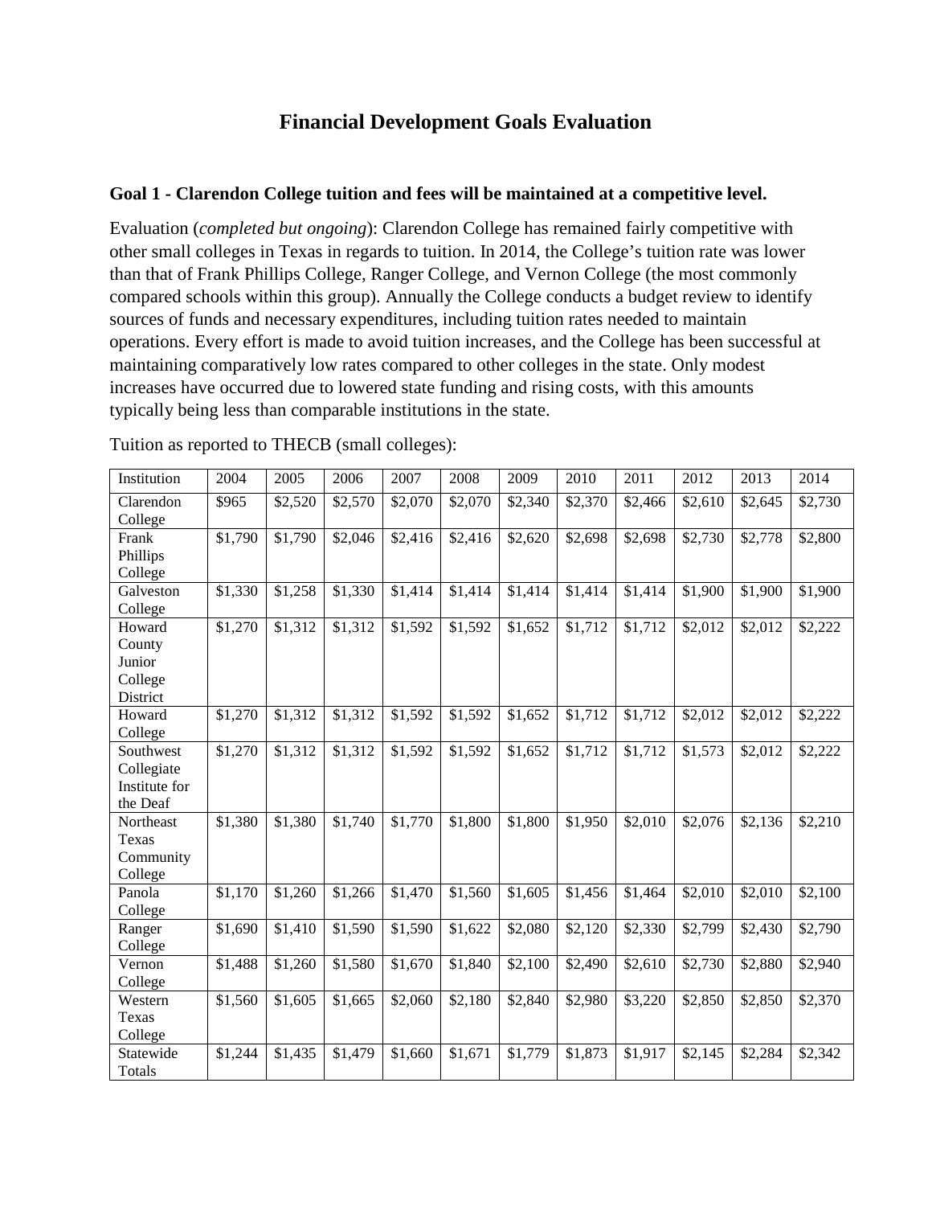# Financial Development Goals Evaluation

### Goal 1 - Clarendon College tuition and fees will be maintained at a competitive level.

Evaluation (*completed but ongoing*): Clarendon College has remained fairly competitive with other small colleges in Texas in regards to tuition. In 2014, the College's tuition rate was lower than that of Frank Phillips College, Ranger College, and Vernon College (the most commonly compared schools within this group). Annually the College conducts a budget review to identify sources of funds and necessary expenditures, including tuition rates needed to maintain operations. Every effort is made to avoid tuition increases, and the College has been successful at maintaining comparatively low rates compared to other colleges in the state. Only modest increases have occurred due to lowered state funding and rising costs, with this amounts typically being less than comparable institutions in the state.

Tuition as reported to THECB (small colleges):

| Institution | 2004 | 2005 | 2006 | 2007 | 2008 | 2009 | 2010 | 2011 | 2012 | 2013 | 2014 |
|---|---|---|---|---|---|---|---|---|---|---|---|
| Clarendon College | $965 | $2,520 | $2,570 | $2,070 | $2,070 | $2,340 | $2,370 | $2,466 | $2,610 | $2,645 | $2,730 |
| Frank Phillips College | $1,790 | $1,790 | $2,046 | $2,416 | $2,416 | $2,620 | $2,698 | $2,698 | $2,730 | $2,778 | $2,800 |
| Galveston College | $1,330 | $1,258 | $1,330 | $1,414 | $1,414 | $1,414 | $1,414 | $1,414 | $1,900 | $1,900 | $1,900 |
| Howard County Junior College District | $1,270 | $1,312 | $1,312 | $1,592 | $1,592 | $1,652 | $1,712 | $1,712 | $2,012 | $2,012 | $2,222 |
| Howard College | $1,270 | $1,312 | $1,312 | $1,592 | $1,592 | $1,652 | $1,712 | $1,712 | $2,012 | $2,012 | $2,222 |
| Southwest Collegiate Institute for the Deaf | $1,270 | $1,312 | $1,312 | $1,592 | $1,592 | $1,652 | $1,712 | $1,712 | $1,573 | $2,012 | $2,222 |
| Northeast Texas Community College | $1,380 | $1,380 | $1,740 | $1,770 | $1,800 | $1,800 | $1,950 | $2,010 | $2,076 | $2,136 | $2,210 |
| Panola College | $1,170 | $1,260 | $1,266 | $1,470 | $1,560 | $1,605 | $1,456 | $1,464 | $2,010 | $2,010 | $2,100 |
| Ranger College | $1,690 | $1,410 | $1,590 | $1,590 | $1,622 | $2,080 | $2,120 | $2,330 | $2,799 | $2,430 | $2,790 |
| Vernon College | $1,488 | $1,260 | $1,580 | $1,670 | $1,840 | $2,100 | $2,490 | $2,610 | $2,730 | $2,880 | $2,940 |
| Western Texas College | $1,560 | $1,605 | $1,665 | $2,060 | $2,180 | $2,840 | $2,980 | $3,220 | $2,850 | $2,850 | $2,370 |
| Statewide Totals | $1,244 | $1,435 | $1,479 | $1,660 | $1,671 | $1,779 | $1,873 | $1,917 | $2,145 | $2,284 | $2,342 |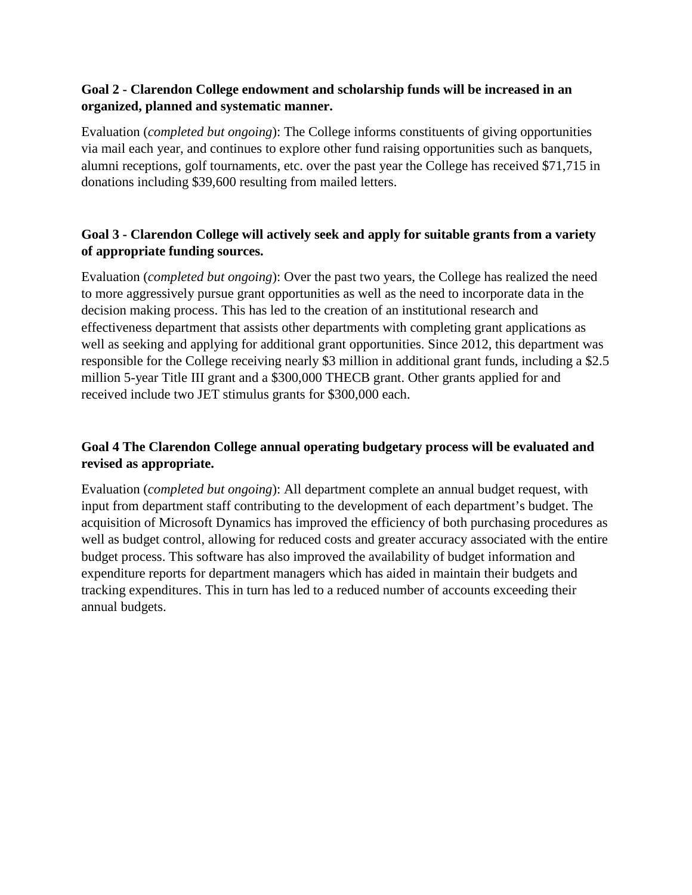**Goal 2 - Clarendon College endowment and scholarship funds will be increased in an organized, planned and systematic manner.**

Evaluation (*completed but ongoing*): The College informs constituents of giving opportunities via mail each year, and continues to explore other fund raising opportunities such as banquets, alumni receptions, golf tournaments, etc. over the past year the College has received $71,715 in donations including $39,600 resulting from mailed letters.

**Goal 3 - Clarendon College will actively seek and apply for suitable grants from a variety of appropriate funding sources.**

Evaluation (*completed but ongoing*): Over the past two years, the College has realized the need to more aggressively pursue grant opportunities as well as the need to incorporate data in the decision making process. This has led to the creation of an institutional research and effectiveness department that assists other departments with completing grant applications as well as seeking and applying for additional grant opportunities. Since 2012, this department was responsible for the College receiving nearly $3 million in additional grant funds, including a $2.5 million 5-year Title III grant and a $300,000 THECB grant. Other grants applied for and received include two JET stimulus grants for $300,000 each.

**Goal 4 The Clarendon College annual operating budgetary process will be evaluated and revised as appropriate.**

Evaluation (*completed but ongoing*): All department complete an annual budget request, with input from department staff contributing to the development of each department's budget. The acquisition of Microsoft Dynamics has improved the efficiency of both purchasing procedures as well as budget control, allowing for reduced costs and greater accuracy associated with the entire budget process. This software has also improved the availability of budget information and expenditure reports for department managers which has aided in maintain their budgets and tracking expenditures. This in turn has led to a reduced number of accounts exceeding their annual budgets.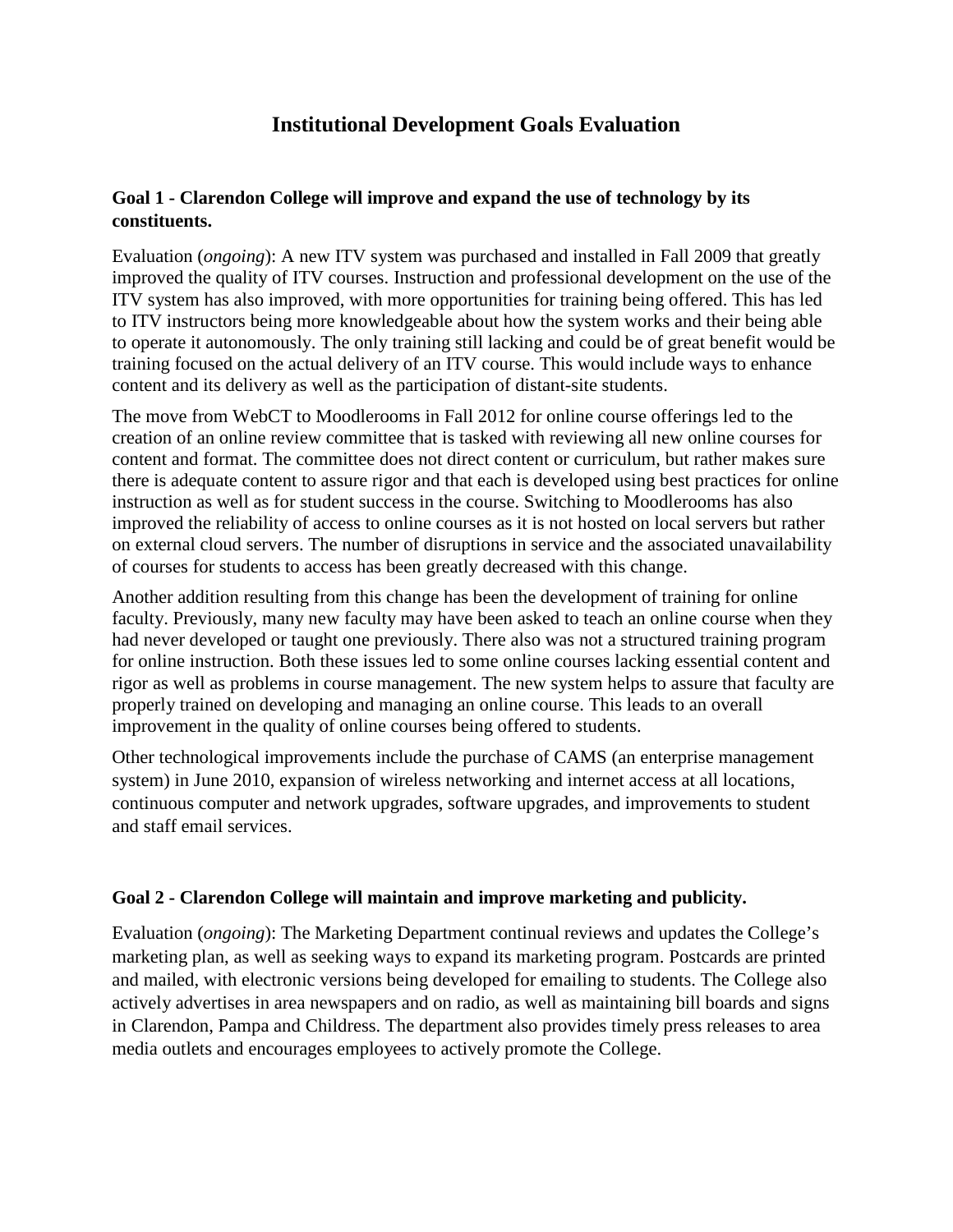# Institutional Development Goals Evaluation

### Goal 1 - Clarendon College will improve and expand the use of technology by its constituents.

Evaluation (*ongoing*): A new ITV system was purchased and installed in Fall 2009 that greatly improved the quality of ITV courses. Instruction and professional development on the use of the ITV system has also improved, with more opportunities for training being offered. This has led to ITV instructors being more knowledgeable about how the system works and their being able to operate it autonomously. The only training still lacking and could be of great benefit would be training focused on the actual delivery of an ITV course. This would include ways to enhance content and its delivery as well as the participation of distant-site students.

The move from WebCT to Moodlerooms in Fall 2012 for online course offerings led to the creation of an online review committee that is tasked with reviewing all new online courses for content and format. The committee does not direct content or curriculum, but rather makes sure there is adequate content to assure rigor and that each is developed using best practices for online instruction as well as for student success in the course. Switching to Moodlerooms has also improved the reliability of access to online courses as it is not hosted on local servers but rather on external cloud servers. The number of disruptions in service and the associated unavailability of courses for students to access has been greatly decreased with this change.

Another addition resulting from this change has been the development of training for online faculty. Previously, many new faculty may have been asked to teach an online course when they had never developed or taught one previously. There also was not a structured training program for online instruction. Both these issues led to some online courses lacking essential content and rigor as well as problems in course management. The new system helps to assure that faculty are properly trained on developing and managing an online course. This leads to an overall improvement in the quality of online courses being offered to students.

Other technological improvements include the purchase of CAMS (an enterprise management system) in June 2010, expansion of wireless networking and internet access at all locations, continuous computer and network upgrades, software upgrades, and improvements to student and staff email services.

### Goal 2 - Clarendon College will maintain and improve marketing and publicity.

Evaluation (*ongoing*): The Marketing Department continual reviews and updates the College's marketing plan, as well as seeking ways to expand its marketing program. Postcards are printed and mailed, with electronic versions being developed for emailing to students. The College also actively advertises in area newspapers and on radio, as well as maintaining bill boards and signs in Clarendon, Pampa and Childress. The department also provides timely press releases to area media outlets and encourages employees to actively promote the College.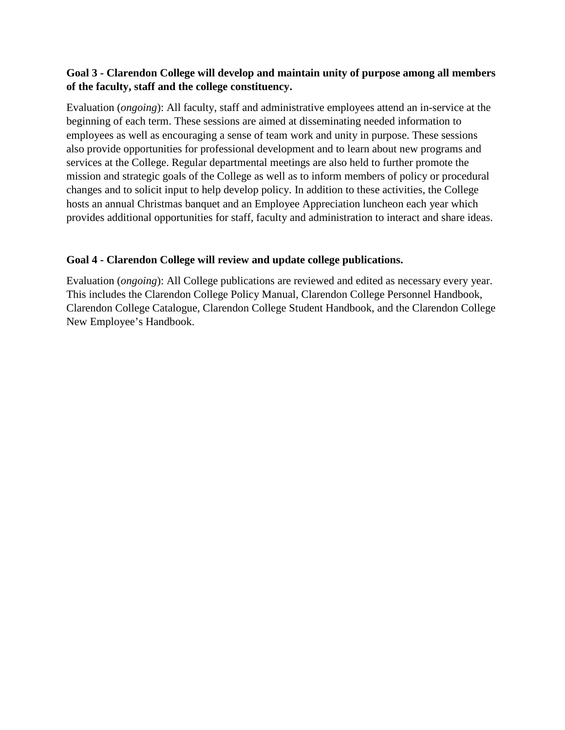**Goal 3 - Clarendon College will develop and maintain unity of purpose among all members of the faculty, staff and the college constituency.**

Evaluation (*ongoing*): All faculty, staff and administrative employees attend an in-service at the beginning of each term. These sessions are aimed at disseminating needed information to employees as well as encouraging a sense of team work and unity in purpose. These sessions also provide opportunities for professional development and to learn about new programs and services at the College. Regular departmental meetings are also held to further promote the mission and strategic goals of the College as well as to inform members of policy or procedural changes and to solicit input to help develop policy. In addition to these activities, the College hosts an annual Christmas banquet and an Employee Appreciation luncheon each year which provides additional opportunities for staff, faculty and administration to interact and share ideas.

**Goal 4 - Clarendon College will review and update college publications.**

Evaluation (*ongoing*): All College publications are reviewed and edited as necessary every year. This includes the Clarendon College Policy Manual, Clarendon College Personnel Handbook, Clarendon College Catalogue, Clarendon College Student Handbook, and the Clarendon College New Employee's Handbook.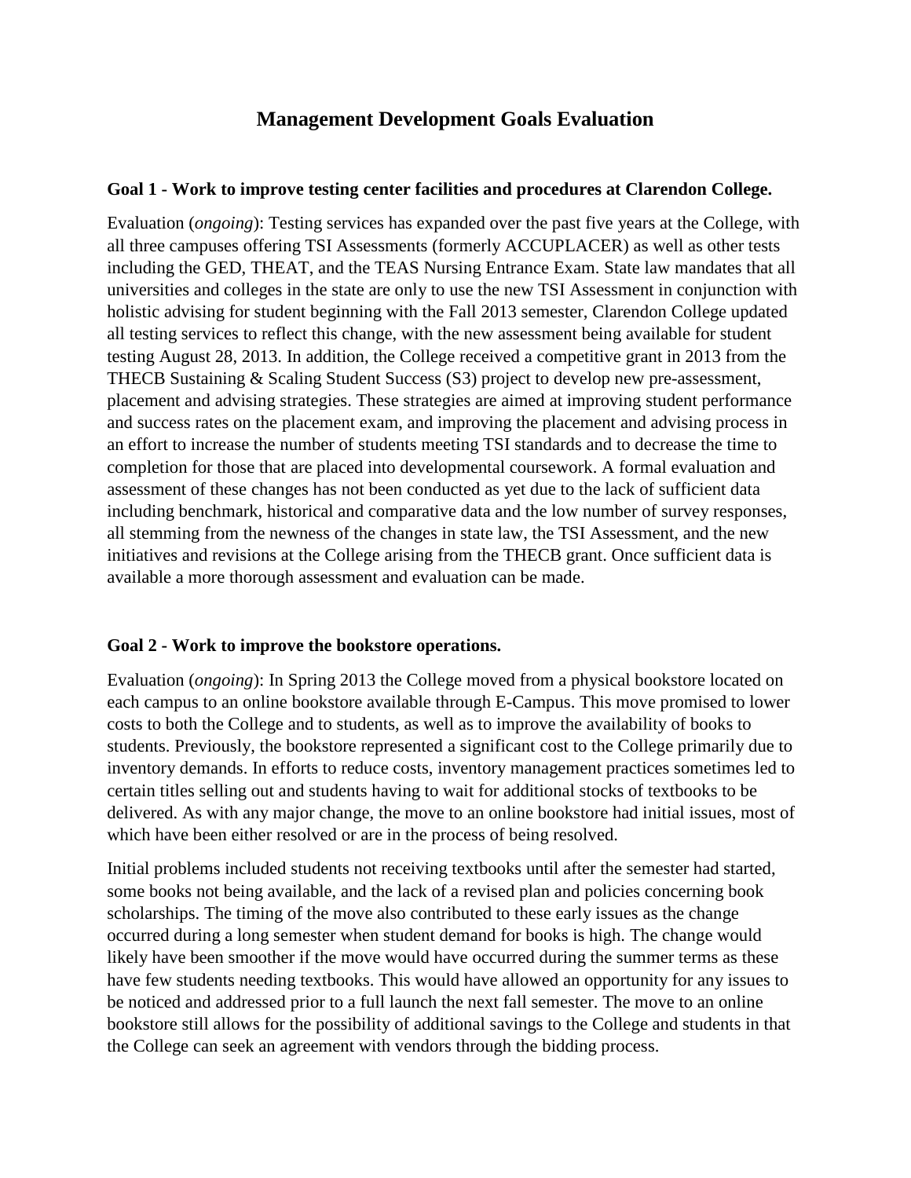# Management Development Goals Evaluation

**Goal 1 - Work to improve testing center facilities and procedures at Clarendon College.**

Evaluation (*ongoing*): Testing services has expanded over the past five years at the College, with all three campuses offering TSI Assessments (formerly ACCUPLACER) as well as other tests including the GED, THEAT, and the TEAS Nursing Entrance Exam. State law mandates that all universities and colleges in the state are only to use the new TSI Assessment in conjunction with holistic advising for student beginning with the Fall 2013 semester, Clarendon College updated all testing services to reflect this change, with the new assessment being available for student testing August 28, 2013. In addition, the College received a competitive grant in 2013 from the THECB Sustaining & Scaling Student Success (S3) project to develop new pre-assessment, placement and advising strategies. These strategies are aimed at improving student performance and success rates on the placement exam, and improving the placement and advising process in an effort to increase the number of students meeting TSI standards and to decrease the time to completion for those that are placed into developmental coursework. A formal evaluation and assessment of these changes has not been conducted as yet due to the lack of sufficient data including benchmark, historical and comparative data and the low number of survey responses, all stemming from the newness of the changes in state law, the TSI Assessment, and the new initiatives and revisions at the College arising from the THECB grant. Once sufficient data is available a more thorough assessment and evaluation can be made.

**Goal 2 - Work to improve the bookstore operations.**

Evaluation (*ongoing*): In Spring 2013 the College moved from a physical bookstore located on each campus to an online bookstore available through E-Campus. This move promised to lower costs to both the College and to students, as well as to improve the availability of books to students. Previously, the bookstore represented a significant cost to the College primarily due to inventory demands. In efforts to reduce costs, inventory management practices sometimes led to certain titles selling out and students having to wait for additional stocks of textbooks to be delivered. As with any major change, the move to an online bookstore had initial issues, most of which have been either resolved or are in the process of being resolved.

Initial problems included students not receiving textbooks until after the semester had started, some books not being available, and the lack of a revised plan and policies concerning book scholarships. The timing of the move also contributed to these early issues as the change occurred during a long semester when student demand for books is high. The change would likely have been smoother if the move would have occurred during the summer terms as these have few students needing textbooks. This would have allowed an opportunity for any issues to be noticed and addressed prior to a full launch the next fall semester. The move to an online bookstore still allows for the possibility of additional savings to the College and students in that the College can seek an agreement with vendors through the bidding process.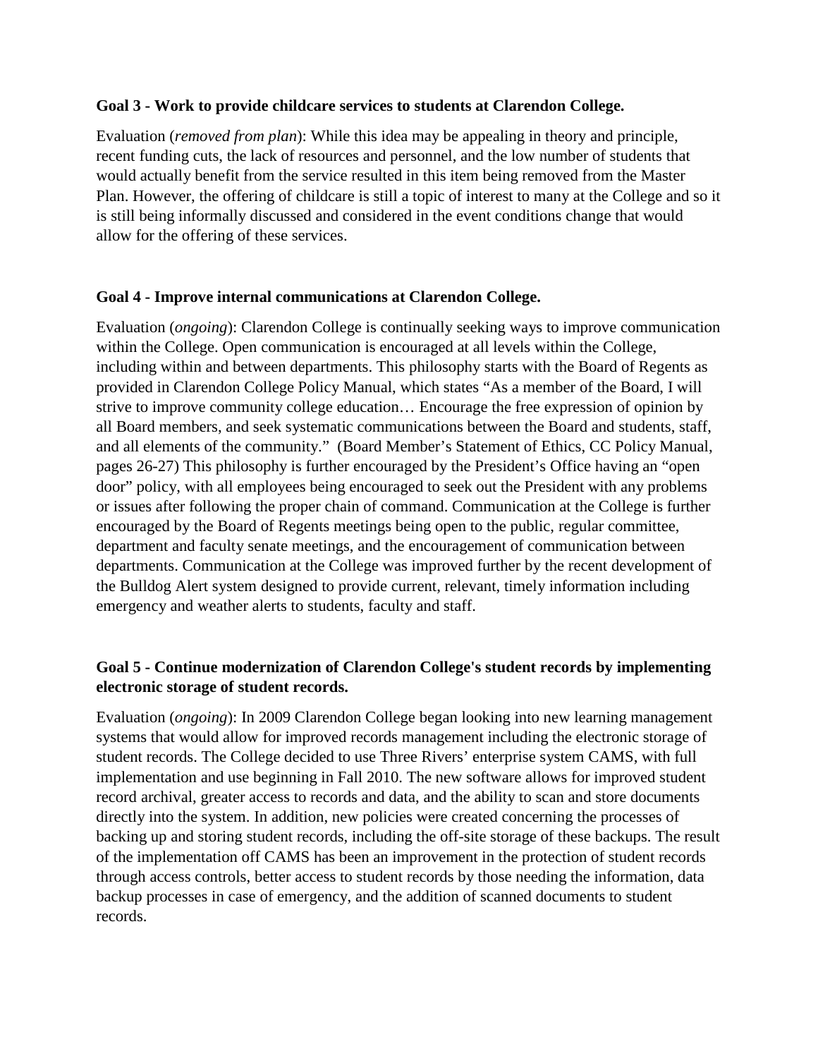**Goal 3 - Work to provide childcare services to students at Clarendon College.**

Evaluation (*removed from plan*): While this idea may be appealing in theory and principle, recent funding cuts, the lack of resources and personnel, and the low number of students that would actually benefit from the service resulted in this item being removed from the Master Plan. However, the offering of childcare is still a topic of interest to many at the College and so it is still being informally discussed and considered in the event conditions change that would allow for the offering of these services.

**Goal 4 - Improve internal communications at Clarendon College.**

Evaluation (*ongoing*): Clarendon College is continually seeking ways to improve communication within the College. Open communication is encouraged at all levels within the College, including within and between departments. This philosophy starts with the Board of Regents as provided in Clarendon College Policy Manual, which states "As a member of the Board, I will strive to improve community college education… Encourage the free expression of opinion by all Board members, and seek systematic communications between the Board and students, staff, and all elements of the community." (Board Member's Statement of Ethics, CC Policy Manual, pages 26-27) This philosophy is further encouraged by the President's Office having an "open door" policy, with all employees being encouraged to seek out the President with any problems or issues after following the proper chain of command. Communication at the College is further encouraged by the Board of Regents meetings being open to the public, regular committee, department and faculty senate meetings, and the encouragement of communication between departments. Communication at the College was improved further by the recent development of the Bulldog Alert system designed to provide current, relevant, timely information including emergency and weather alerts to students, faculty and staff.

**Goal 5 - Continue modernization of Clarendon College's student records by implementing electronic storage of student records.**

Evaluation (*ongoing*): In 2009 Clarendon College began looking into new learning management systems that would allow for improved records management including the electronic storage of student records. The College decided to use Three Rivers' enterprise system CAMS, with full implementation and use beginning in Fall 2010. The new software allows for improved student record archival, greater access to records and data, and the ability to scan and store documents directly into the system. In addition, new policies were created concerning the processes of backing up and storing student records, including the off-site storage of these backups. The result of the implementation off CAMS has been an improvement in the protection of student records through access controls, better access to student records by those needing the information, data backup processes in case of emergency, and the addition of scanned documents to student records.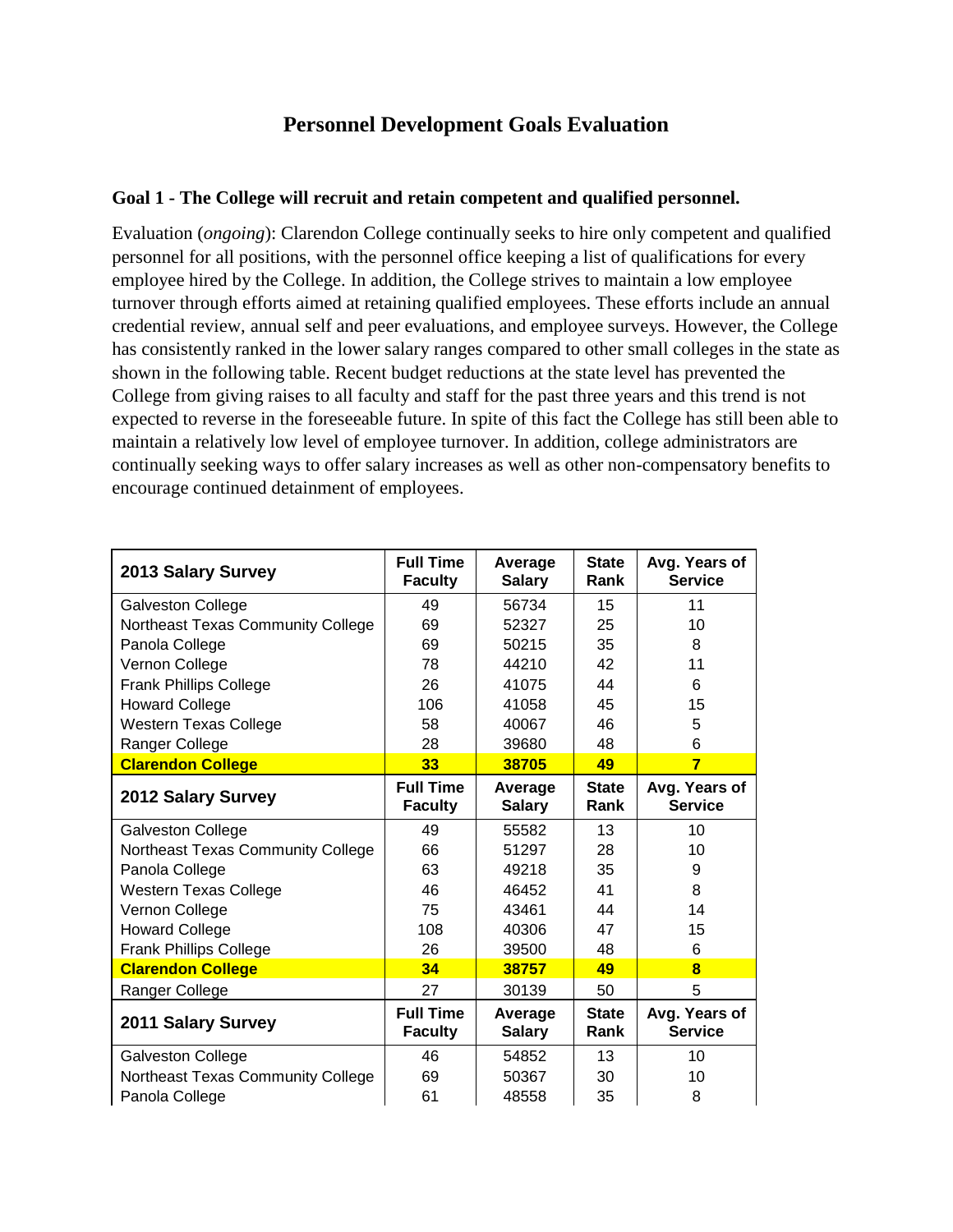# Personnel Development Goals Evaluation

### Goal 1 - The College will recruit and retain competent and qualified personnel.

Evaluation (*ongoing*): Clarendon College continually seeks to hire only competent and qualified personnel for all positions, with the personnel office keeping a list of qualifications for every employee hired by the College. In addition, the College strives to maintain a low employee turnover through efforts aimed at retaining qualified employees. These efforts include an annual credential review, annual self and peer evaluations, and employee surveys. However, the College has consistently ranked in the lower salary ranges compared to other small colleges in the state as shown in the following table. Recent budget reductions at the state level has prevented the College from giving raises to all faculty and staff for the past three years and this trend is not expected to reverse in the foreseeable future. In spite of this fact the College has still been able to maintain a relatively low level of employee turnover. In addition, college administrators are continually seeking ways to offer salary increases as well as other non-compensatory benefits to encourage continued detainment of employees.

| 2013 Salary Survey | Full Time Faculty | Average Salary | State Rank | Avg. Years of Service |
|---|---|---|---|---|
| Galveston College | 49 | 56734 | 15 | 11 |
| Northeast Texas Community College | 69 | 52327 | 25 | 10 |
| Panola College | 69 | 50215 | 35 | 8 |
| Vernon College | 78 | 44210 | 42 | 11 |
| Frank Phillips College | 26 | 41075 | 44 | 6 |
| Howard College | 106 | 41058 | 45 | 15 |
| Western Texas College | 58 | 40067 | 46 | 5 |
| Ranger College | 28 | 39680 | 48 | 6 |
| **Clarendon College** | **33** | **38705** | **49** | **7** |
| **2012 Salary Survey** | **Full Time Faculty** | **Average Salary** | **State Rank** | **Avg. Years of Service** |
| Galveston College | 49 | 55582 | 13 | 10 |
| Northeast Texas Community College | 66 | 51297 | 28 | 10 |
| Panola College | 63 | 49218 | 35 | 9 |
| Western Texas College | 46 | 46452 | 41 | 8 |
| Vernon College | 75 | 43461 | 44 | 14 |
| Howard College | 108 | 40306 | 47 | 15 |
| Frank Phillips College | 26 | 39500 | 48 | 6 |
| **Clarendon College** | **34** | **38757** | **49** | **8** |
| Ranger College | 27 | 30139 | 50 | 5 |
| **2011 Salary Survey** | **Full Time Faculty** | **Average Salary** | **State Rank** | **Avg. Years of Service** |
| Galveston College | 46 | 54852 | 13 | 10 |
| Northeast Texas Community College | 69 | 50367 | 30 | 10 |
| Panola College | 61 | 48558 | 35 | 8 |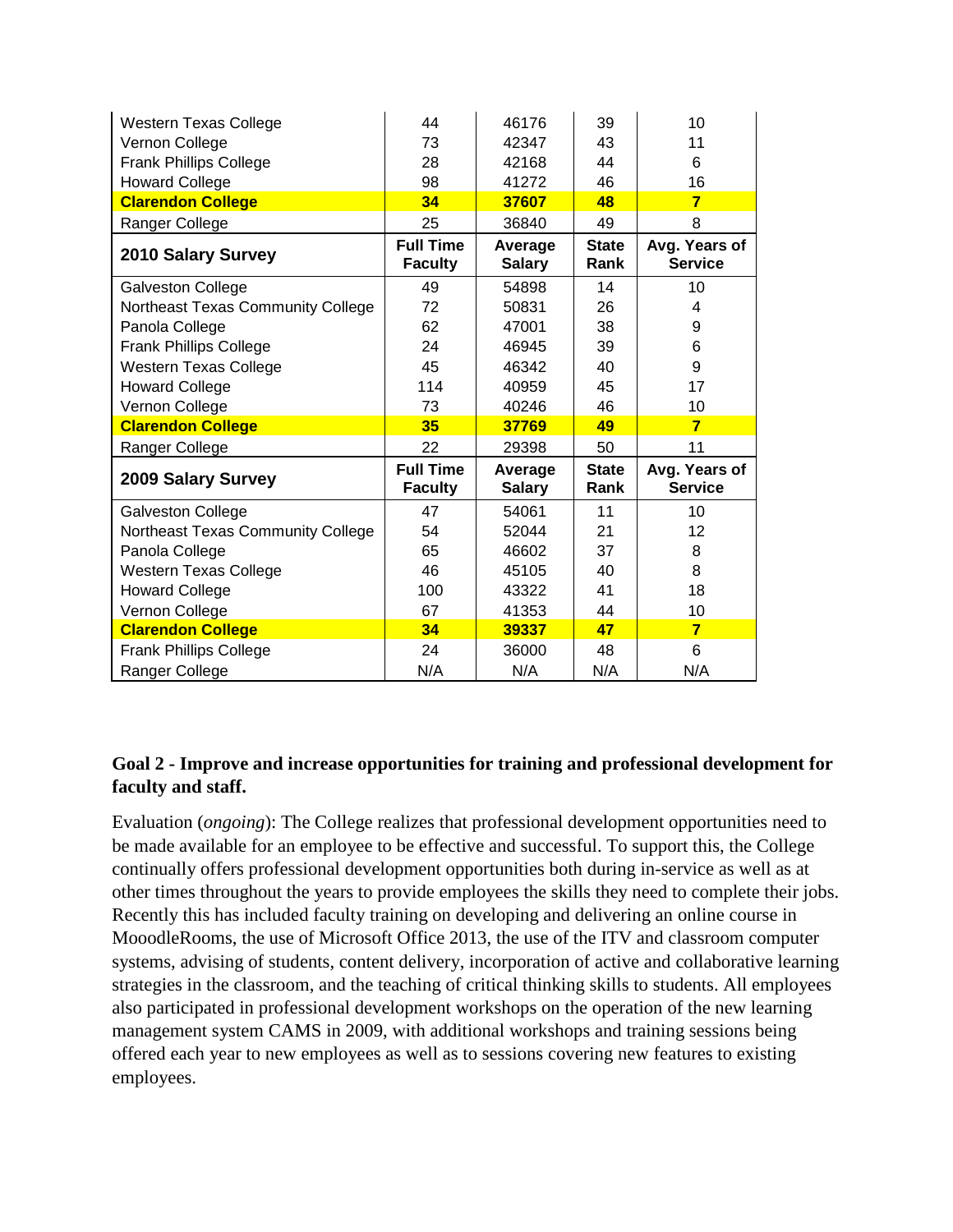| | | | | |
|---|---|---|---|---|
| Western Texas College | 44 | 46176 | 39 | 10 |
| Vernon College | 73 | 42347 | 43 | 11 |
| Frank Phillips College | 28 | 42168 | 44 | 6 |
| Howard College | 98 | 41272 | 46 | 16 |
| **Clarendon College** | **34** | **37607** | **48** | **7** |
| Ranger College | 25 | 36840 | 49 | 8 |
| **2010 Salary Survey** | **Full Time Faculty** | **Average Salary** | **State Rank** | **Avg. Years of Service** |
| Galveston College | 49 | 54898 | 14 | 10 |
| Northeast Texas Community College | 72 | 50831 | 26 | 4 |
| Panola College | 62 | 47001 | 38 | 9 |
| Frank Phillips College | 24 | 46945 | 39 | 6 |
| Western Texas College | 45 | 46342 | 40 | 9 |
| Howard College | 114 | 40959 | 45 | 17 |
| Vernon College | 73 | 40246 | 46 | 10 |
| **Clarendon College** | **35** | **37769** | **49** | **7** |
| Ranger College | 22 | 29398 | 50 | 11 |
| **2009 Salary Survey** | **Full Time Faculty** | **Average Salary** | **State Rank** | **Avg. Years of Service** |
| Galveston College | 47 | 54061 | 11 | 10 |
| Northeast Texas Community College | 54 | 52044 | 21 | 12 |
| Panola College | 65 | 46602 | 37 | 8 |
| Western Texas College | 46 | 45105 | 40 | 8 |
| Howard College | 100 | 43322 | 41 | 18 |
| Vernon College | 67 | 41353 | 44 | 10 |
| **Clarendon College** | **34** | **39337** | **47** | **7** |
| Frank Phillips College | 24 | 36000 | 48 | 6 |
| Ranger College | N/A | N/A | N/A | N/A |

**Goal 2 - Improve and increase opportunities for training and professional development for faculty and staff.**

Evaluation (*ongoing*): The College realizes that professional development opportunities need to be made available for an employee to be effective and successful. To support this, the College continually offers professional development opportunities both during in-service as well as at other times throughout the years to provide employees the skills they need to complete their jobs. Recently this has included faculty training on developing and delivering an online course in MooodleRooms, the use of Microsoft Office 2013, the use of the ITV and classroom computer systems, advising of students, content delivery, incorporation of active and collaborative learning strategies in the classroom, and the teaching of critical thinking skills to students. All employees also participated in professional development workshops on the operation of the new learning management system CAMS in 2009, with additional workshops and training sessions being offered each year to new employees as well as to sessions covering new features to existing employees.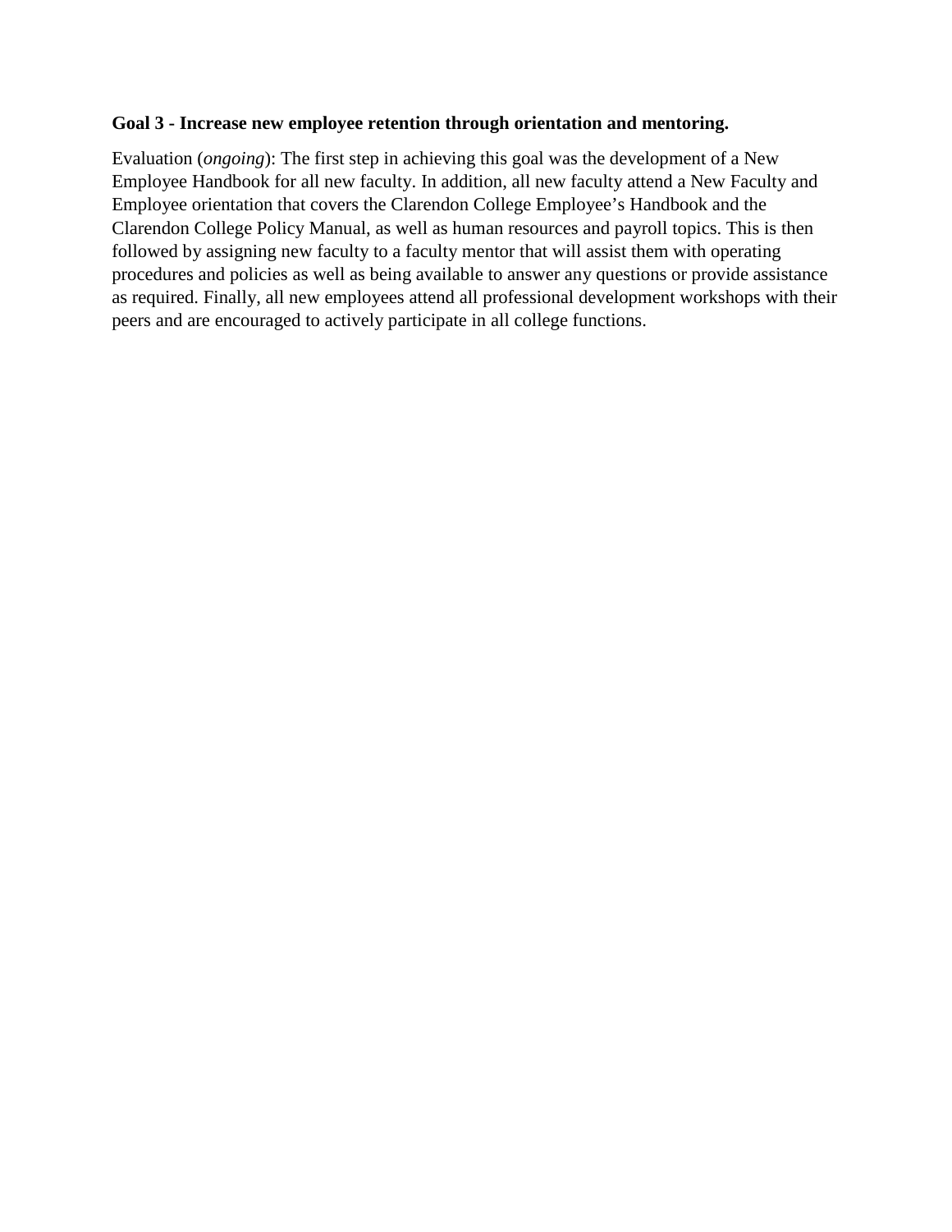**Goal 3 - Increase new employee retention through orientation and mentoring.**

Evaluation (*ongoing*): The first step in achieving this goal was the development of a New Employee Handbook for all new faculty. In addition, all new faculty attend a New Faculty and Employee orientation that covers the Clarendon College Employee's Handbook and the Clarendon College Policy Manual, as well as human resources and payroll topics. This is then followed by assigning new faculty to a faculty mentor that will assist them with operating procedures and policies as well as being available to answer any questions or provide assistance as required. Finally, all new employees attend all professional development workshops with their peers and are encouraged to actively participate in all college functions.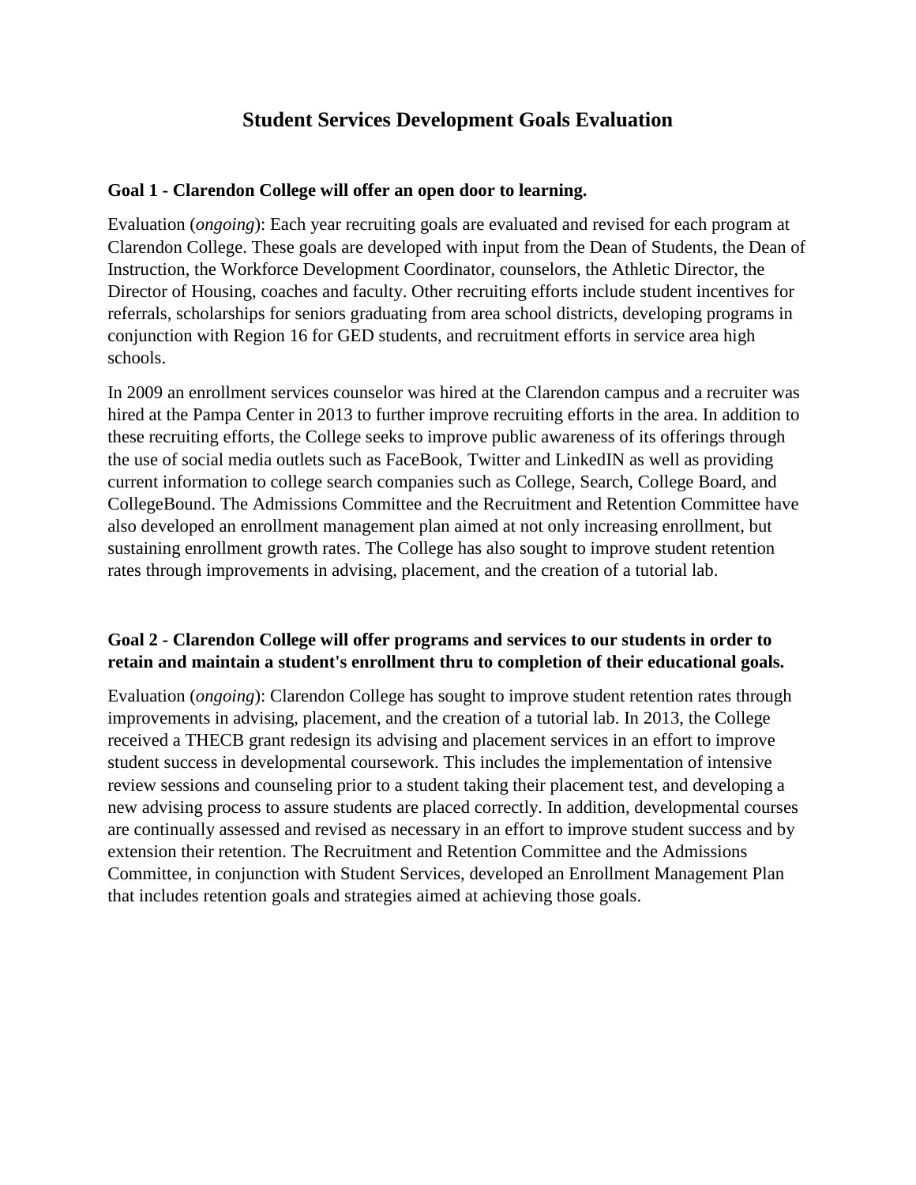# Student Services Development Goals Evaluation

**Goal 1 - Clarendon College will offer an open door to learning.**

Evaluation (*ongoing*): Each year recruiting goals are evaluated and revised for each program at Clarendon College. These goals are developed with input from the Dean of Students, the Dean of Instruction, the Workforce Development Coordinator, counselors, the Athletic Director, the Director of Housing, coaches and faculty. Other recruiting efforts include student incentives for referrals, scholarships for seniors graduating from area school districts, developing programs in conjunction with Region 16 for GED students, and recruitment efforts in service area high schools.

In 2009 an enrollment services counselor was hired at the Clarendon campus and a recruiter was hired at the Pampa Center in 2013 to further improve recruiting efforts in the area. In addition to these recruiting efforts, the College seeks to improve public awareness of its offerings through the use of social media outlets such as FaceBook, Twitter and LinkedIN as well as providing current information to college search companies such as College, Search, College Board, and CollegeBound. The Admissions Committee and the Recruitment and Retention Committee have also developed an enrollment management plan aimed at not only increasing enrollment, but sustaining enrollment growth rates. The College has also sought to improve student retention rates through improvements in advising, placement, and the creation of a tutorial lab.

**Goal 2 - Clarendon College will offer programs and services to our students in order to retain and maintain a student's enrollment thru to completion of their educational goals.**

Evaluation (*ongoing*): Clarendon College has sought to improve student retention rates through improvements in advising, placement, and the creation of a tutorial lab. In 2013, the College received a THECB grant redesign its advising and placement services in an effort to improve student success in developmental coursework. This includes the implementation of intensive review sessions and counseling prior to a student taking their placement test, and developing a new advising process to assure students are placed correctly. In addition, developmental courses are continually assessed and revised as necessary in an effort to improve student success and by extension their retention. The Recruitment and Retention Committee and the Admissions Committee, in conjunction with Student Services, developed an Enrollment Management Plan that includes retention goals and strategies aimed at achieving those goals.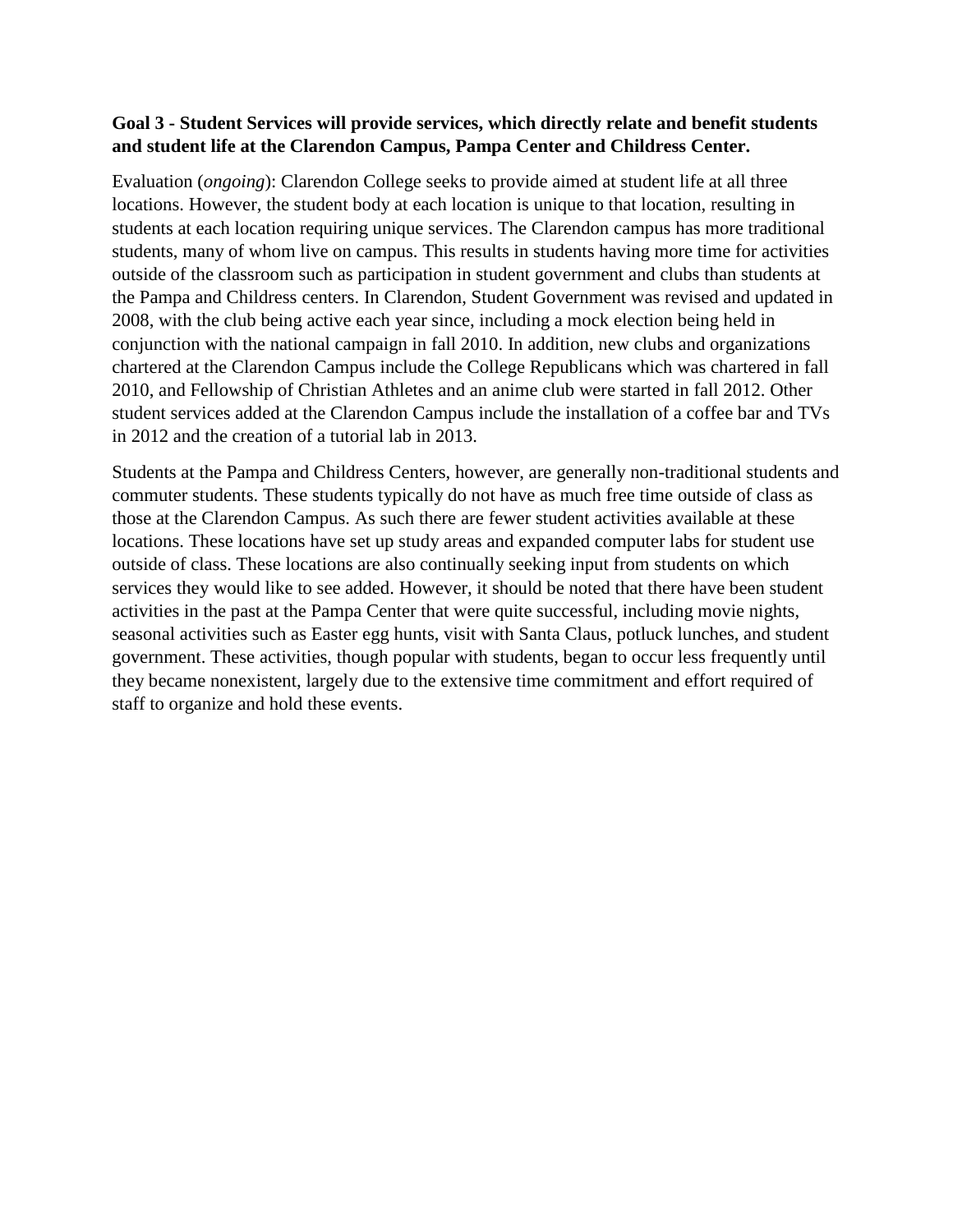**Goal 3 - Student Services will provide services, which directly relate and benefit students and student life at the Clarendon Campus, Pampa Center and Childress Center.**

Evaluation (*ongoing*): Clarendon College seeks to provide aimed at student life at all three locations. However, the student body at each location is unique to that location, resulting in students at each location requiring unique services. The Clarendon campus has more traditional students, many of whom live on campus. This results in students having more time for activities outside of the classroom such as participation in student government and clubs than students at the Pampa and Childress centers. In Clarendon, Student Government was revised and updated in 2008, with the club being active each year since, including a mock election being held in conjunction with the national campaign in fall 2010. In addition, new clubs and organizations chartered at the Clarendon Campus include the College Republicans which was chartered in fall 2010, and Fellowship of Christian Athletes and an anime club were started in fall 2012. Other student services added at the Clarendon Campus include the installation of a coffee bar and TVs in 2012 and the creation of a tutorial lab in 2013.

Students at the Pampa and Childress Centers, however, are generally non-traditional students and commuter students. These students typically do not have as much free time outside of class as those at the Clarendon Campus. As such there are fewer student activities available at these locations. These locations have set up study areas and expanded computer labs for student use outside of class. These locations are also continually seeking input from students on which services they would like to see added. However, it should be noted that there have been student activities in the past at the Pampa Center that were quite successful, including movie nights, seasonal activities such as Easter egg hunts, visit with Santa Claus, potluck lunches, and student government. These activities, though popular with students, began to occur less frequently until they became nonexistent, largely due to the extensive time commitment and effort required of staff to organize and hold these events.